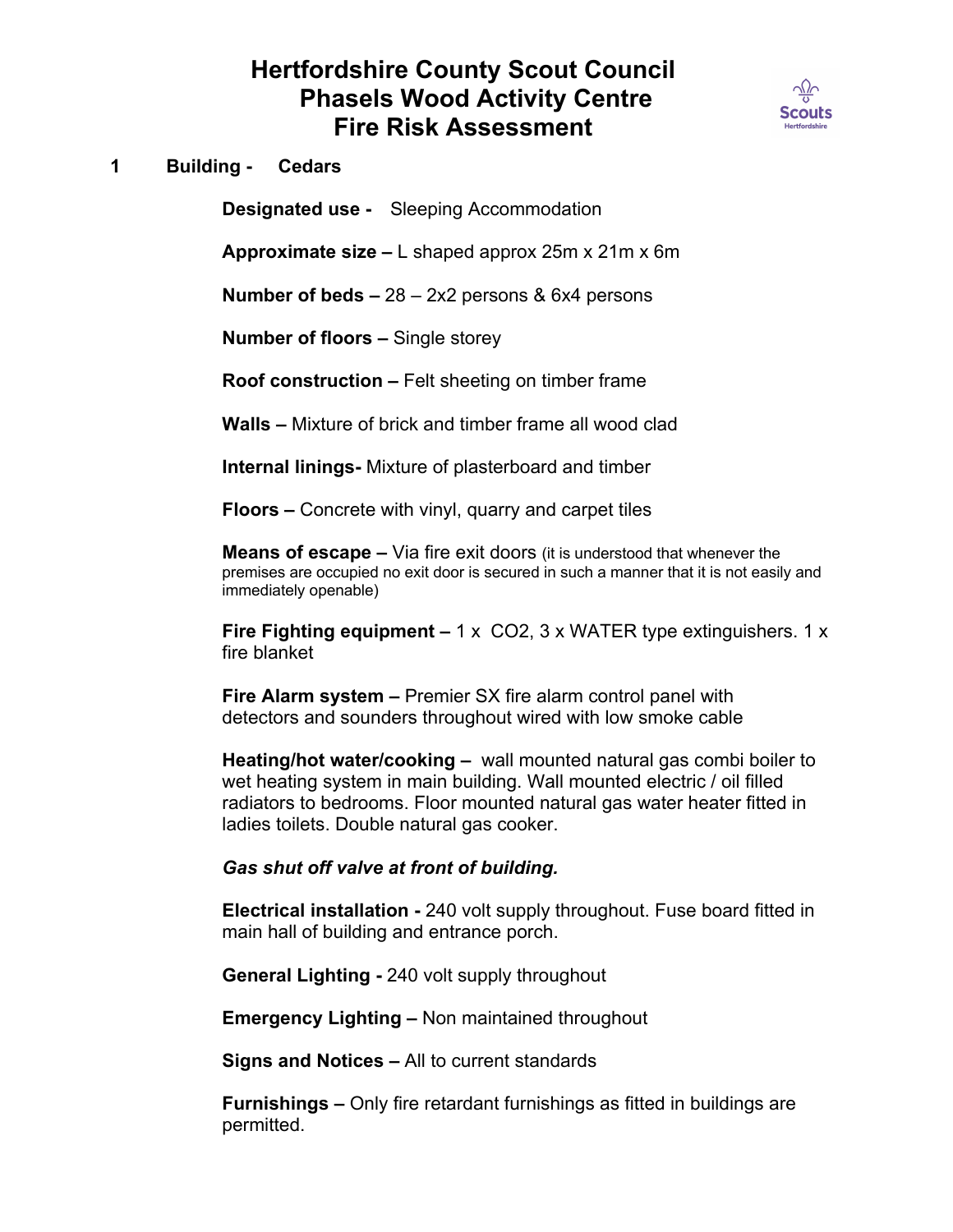# Hertfordshire County Scout Council
# Phasels Wood Activity Centre
# Fire Risk Assessment

## 1 Building - Cedars

**Designated use -** Sleeping Accommodation

**Approximate size –** L shaped approx 25m x 21m x 6m

**Number of beds –** 28 – 2x2 persons & 6x4 persons

**Number of floors –** Single storey

**Roof construction –** Felt sheeting on timber frame

**Walls –** Mixture of brick and timber frame all wood clad

**Internal linings-** Mixture of plasterboard and timber

**Floors –** Concrete with vinyl, quarry and carpet tiles

**Means of escape –** Via fire exit doors (it is understood that whenever the premises are occupied no exit door is secured in such a manner that it is not easily and immediately openable)

**Fire Fighting equipment –** 1 x $CO_2$, 3 x WATER type extinguishers. 1 x fire blanket

**Fire Alarm system –** Premier SX fire alarm control panel with detectors and sounders throughout wired with low smoke cable

**Heating/hot water/cooking –** wall mounted natural gas combi boiler to wet heating system in main building. Wall mounted electric / oil filled radiators to bedrooms. Floor mounted natural gas water heater fitted in ladies toilets. Double natural gas cooker.

***Gas shut off valve at front of building.***

**Electrical installation -** 240 volt supply throughout. Fuse board fitted in main hall of building and entrance porch.

**General Lighting -** 240 volt supply throughout

**Emergency Lighting –** Non maintained throughout

**Signs and Notices –** All to current standards

**Furnishings –** Only fire retardant furnishings as fitted in buildings are permitted.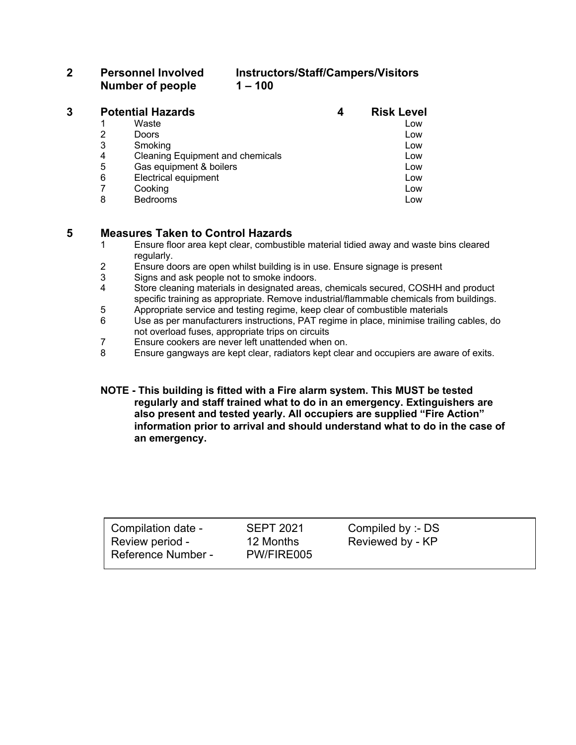**2 Personnel Involved** **Instructors/Staff/Campers/Visitors**
**Number of people** **1 – 100**

| **3** | **Potential Hazards** | **4 Risk Level** |
|---|---|---|
| 1 | Waste | Low |
| 2 | Doors | Low |
| 3 | Smoking | Low |
| 4 | Cleaning Equipment and chemicals | Low |
| 5 | Gas equipment & boilers | Low |
| 6 | Electrical equipment | Low |
| 7 | Cooking | Low |
| 8 | Bedrooms | Low |

## 5 Measures Taken to Control Hazards

1. Ensure floor area kept clear, combustible material tidied away and waste bins cleared regularly.
2. Ensure doors are open whilst building is in use. Ensure signage is present
3. Signs and ask people not to smoke indoors.
4. Store cleaning materials in designated areas, chemicals secured, COSHH and product specific training as appropriate. Remove industrial/flammable chemicals from buildings.
5. Appropriate service and testing regime, keep clear of combustible materials
6. Use as per manufacturers instructions, PAT regime in place, minimise trailing cables, do not overload fuses, appropriate trips on circuits
7. Ensure cookers are never left unattended when on.
8. Ensure gangways are kept clear, radiators kept clear and occupiers are aware of exits.

**NOTE - This building is fitted with a Fire alarm system. This MUST be tested regularly and staff trained what to do in an emergency. Extinguishers are also present and tested yearly. All occupiers are supplied "Fire Action" information prior to arrival and should understand what to do in the case of an emergency.**

| | | |
|---|---|---|
| Compilation date - | SEPT 2021 | Compiled by :- DS |
| Review period - | 12 Months | Reviewed by - KP |
| Reference Number - | PW/FIRE005 | |